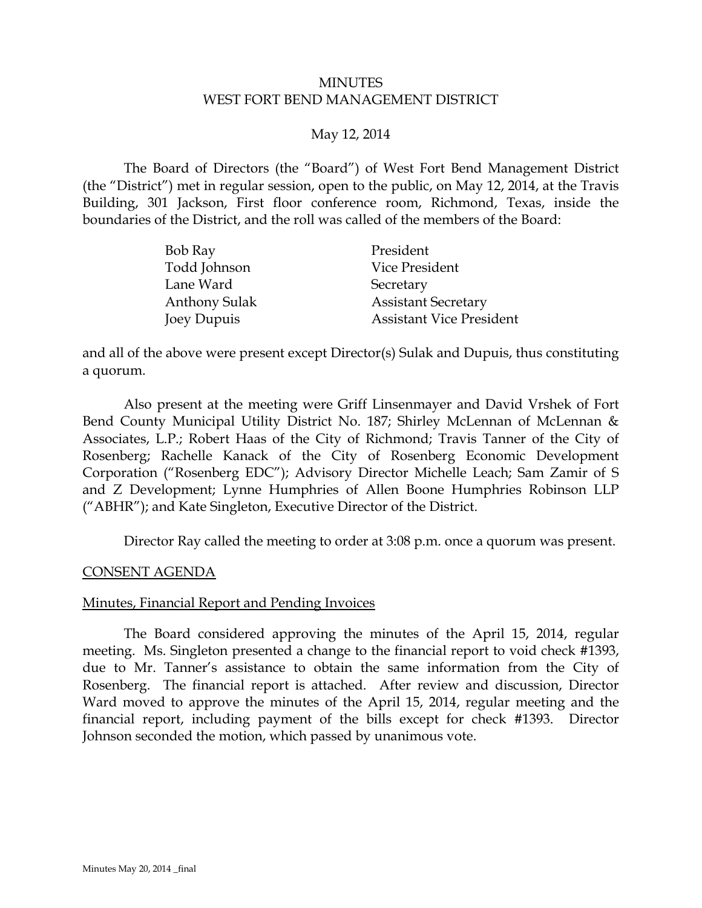# MINUTES
# WEST FORT BEND MANAGEMENT DISTRICT

May 12, 2014

The Board of Directors (the "Board") of West Fort Bend Management District (the "District") met in regular session, open to the public, on May 12, 2014, at the Travis Building, 301 Jackson, First floor conference room, Richmond, Texas, inside the boundaries of the District, and the roll was called of the members of the Board:

| | |
|---|---|
| Bob Ray | President |
| Todd Johnson | Vice President |
| Lane Ward | Secretary |
| Anthony Sulak | Assistant Secretary |
| Joey Dupuis | Assistant Vice President |

and all of the above were present except Director(s) Sulak and Dupuis, thus constituting a quorum.

Also present at the meeting were Griff Linsenmayer and David Vrshek of Fort Bend County Municipal Utility District No. 187; Shirley McLennan of McLennan & Associates, L.P.; Robert Haas of the City of Richmond; Travis Tanner of the City of Rosenberg; Rachelle Kanack of the City of Rosenberg Economic Development Corporation ("Rosenberg EDC"); Advisory Director Michelle Leach; Sam Zamir of S and Z Development; Lynne Humphries of Allen Boone Humphries Robinson LLP ("ABHR"); and Kate Singleton, Executive Director of the District.

Director Ray called the meeting to order at 3:08 p.m. once a quorum was present.

## CONSENT AGENDA

### Minutes, Financial Report and Pending Invoices

The Board considered approving the minutes of the April 15, 2014, regular meeting. Ms. Singleton presented a change to the financial report to void check #1393, due to Mr. Tanner's assistance to obtain the same information from the City of Rosenberg. The financial report is attached. After review and discussion, Director Ward moved to approve the minutes of the April 15, 2014, regular meeting and the financial report, including payment of the bills except for check #1393. Director Johnson seconded the motion, which passed by unanimous vote.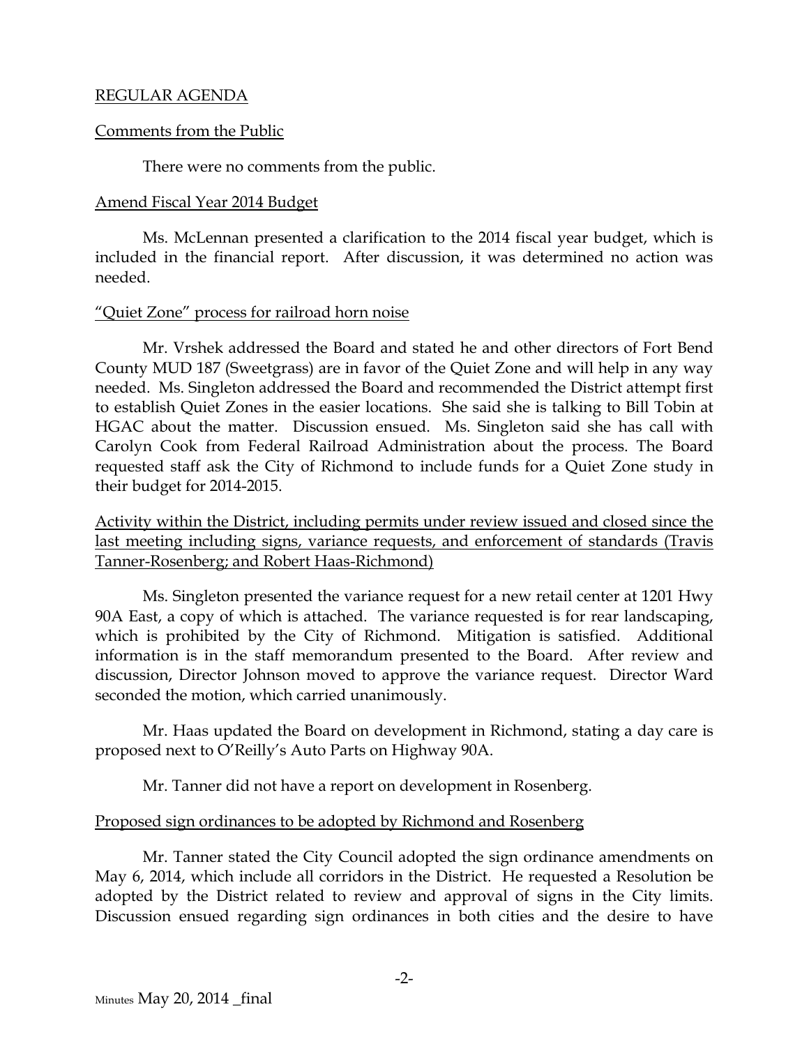REGULAR AGENDA

Comments from the Public

There were no comments from the public.

Amend Fiscal Year 2014 Budget

Ms. McLennan presented a clarification to the 2014 fiscal year budget, which is included in the financial report. After discussion, it was determined no action was needed.

"Quiet Zone" process for railroad horn noise

Mr. Vrshek addressed the Board and stated he and other directors of Fort Bend County MUD 187 (Sweetgrass) are in favor of the Quiet Zone and will help in any way needed. Ms. Singleton addressed the Board and recommended the District attempt first to establish Quiet Zones in the easier locations. She said she is talking to Bill Tobin at HGAC about the matter. Discussion ensued. Ms. Singleton said she has call with Carolyn Cook from Federal Railroad Administration about the process. The Board requested staff ask the City of Richmond to include funds for a Quiet Zone study in their budget for 2014-2015.

Activity within the District, including permits under review issued and closed since the last meeting including signs, variance requests, and enforcement of standards (Travis Tanner-Rosenberg; and Robert Haas-Richmond)

Ms. Singleton presented the variance request for a new retail center at 1201 Hwy 90A East, a copy of which is attached. The variance requested is for rear landscaping, which is prohibited by the City of Richmond. Mitigation is satisfied. Additional information is in the staff memorandum presented to the Board. After review and discussion, Director Johnson moved to approve the variance request. Director Ward seconded the motion, which carried unanimously.

Mr. Haas updated the Board on development in Richmond, stating a day care is proposed next to O'Reilly's Auto Parts on Highway 90A.

Mr. Tanner did not have a report on development in Rosenberg.

Proposed sign ordinances to be adopted by Richmond and Rosenberg

Mr. Tanner stated the City Council adopted the sign ordinance amendments on May 6, 2014, which include all corridors in the District. He requested a Resolution be adopted by the District related to review and approval of signs in the City limits. Discussion ensued regarding sign ordinances in both cities and the desire to have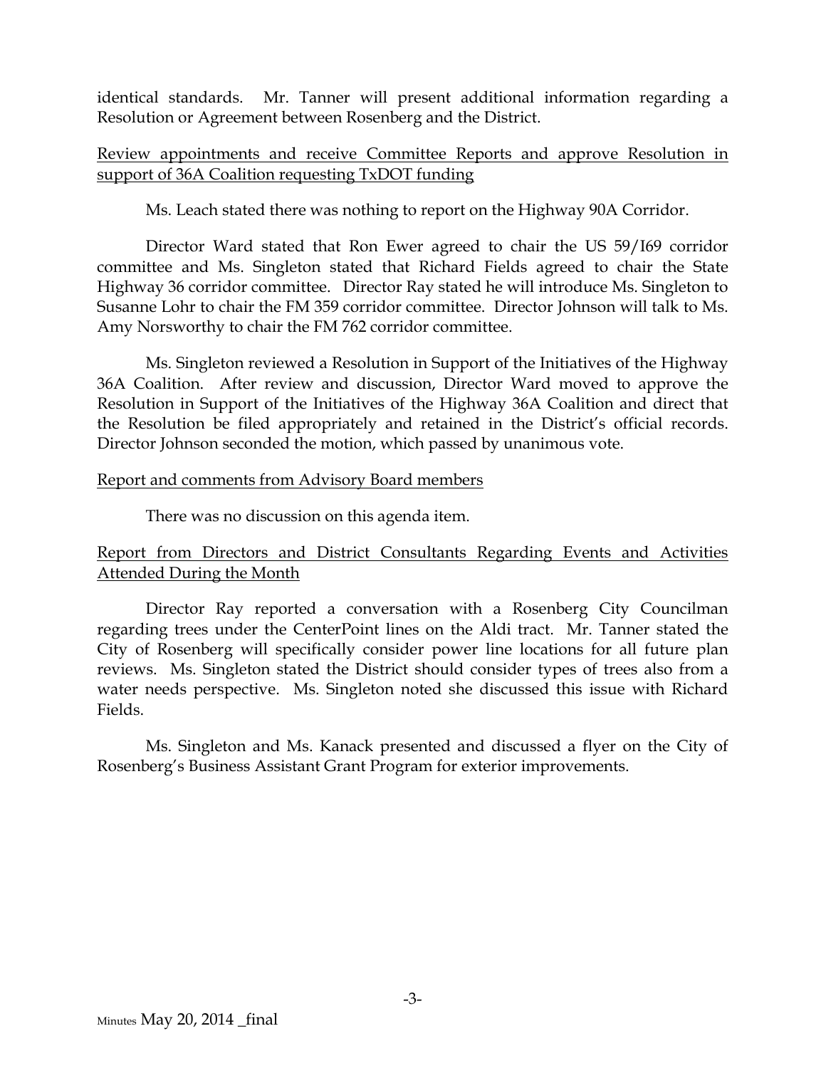identical standards. Mr. Tanner will present additional information regarding a Resolution or Agreement between Rosenberg and the District.

Review appointments and receive Committee Reports and approve Resolution in support of 36A Coalition requesting TxDOT funding

Ms. Leach stated there was nothing to report on the Highway 90A Corridor.

Director Ward stated that Ron Ewer agreed to chair the US 59/I69 corridor committee and Ms. Singleton stated that Richard Fields agreed to chair the State Highway 36 corridor committee. Director Ray stated he will introduce Ms. Singleton to Susanne Lohr to chair the FM 359 corridor committee. Director Johnson will talk to Ms. Amy Norsworthy to chair the FM 762 corridor committee.

Ms. Singleton reviewed a Resolution in Support of the Initiatives of the Highway 36A Coalition. After review and discussion, Director Ward moved to approve the Resolution in Support of the Initiatives of the Highway 36A Coalition and direct that the Resolution be filed appropriately and retained in the District's official records. Director Johnson seconded the motion, which passed by unanimous vote.

Report and comments from Advisory Board members

There was no discussion on this agenda item.

Report from Directors and District Consultants Regarding Events and Activities Attended During the Month

Director Ray reported a conversation with a Rosenberg City Councilman regarding trees under the CenterPoint lines on the Aldi tract. Mr. Tanner stated the City of Rosenberg will specifically consider power line locations for all future plan reviews. Ms. Singleton stated the District should consider types of trees also from a water needs perspective. Ms. Singleton noted she discussed this issue with Richard Fields.

Ms. Singleton and Ms. Kanack presented and discussed a flyer on the City of Rosenberg's Business Assistant Grant Program for exterior improvements.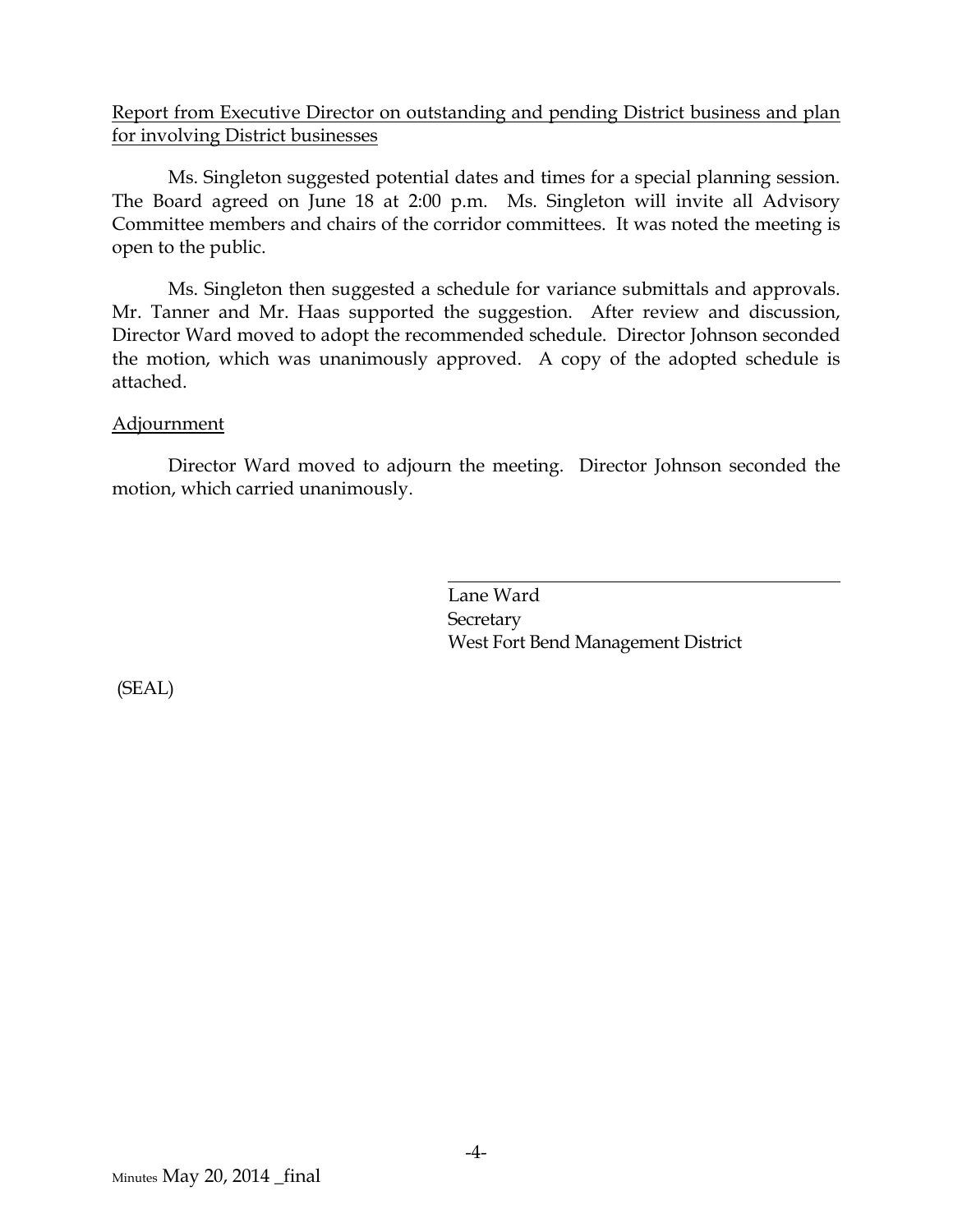Report from Executive Director on outstanding and pending District business and plan for involving District businesses

Ms. Singleton suggested potential dates and times for a special planning session. The Board agreed on June 18 at 2:00 p.m. Ms. Singleton will invite all Advisory Committee members and chairs of the corridor committees. It was noted the meeting is open to the public.

Ms. Singleton then suggested a schedule for variance submittals and approvals. Mr. Tanner and Mr. Haas supported the suggestion. After review and discussion, Director Ward moved to adopt the recommended schedule. Director Johnson seconded the motion, which was unanimously approved. A copy of the adopted schedule is attached.

Adjournment

Director Ward moved to adjourn the meeting. Director Johnson seconded the motion, which carried unanimously.

Lane Ward
Secretary
West Fort Bend Management District

(SEAL)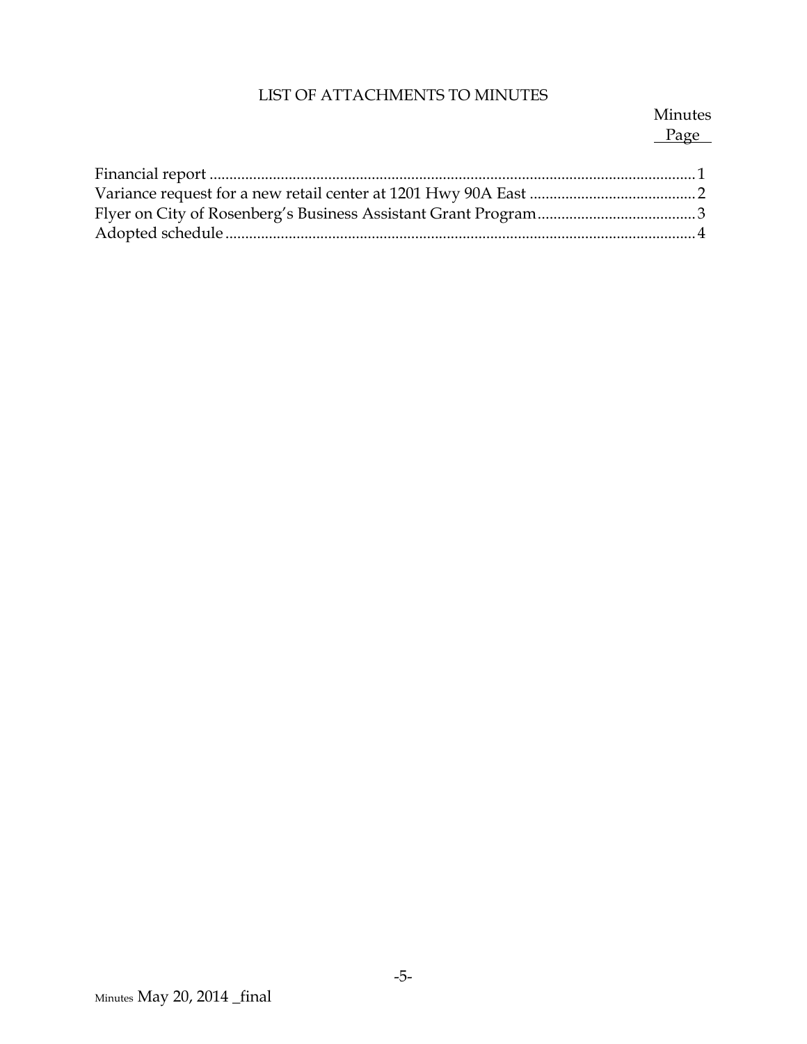# LIST OF ATTACHMENTS TO MINUTES

| | Minutes Page |
|---|---|
| Financial report | 1 |
| Variance request for a new retail center at 1201 Hwy 90A East | 2 |
| Flyer on City of Rosenberg's Business Assistant Grant Program | 3 |
| Adopted schedule | 4 |